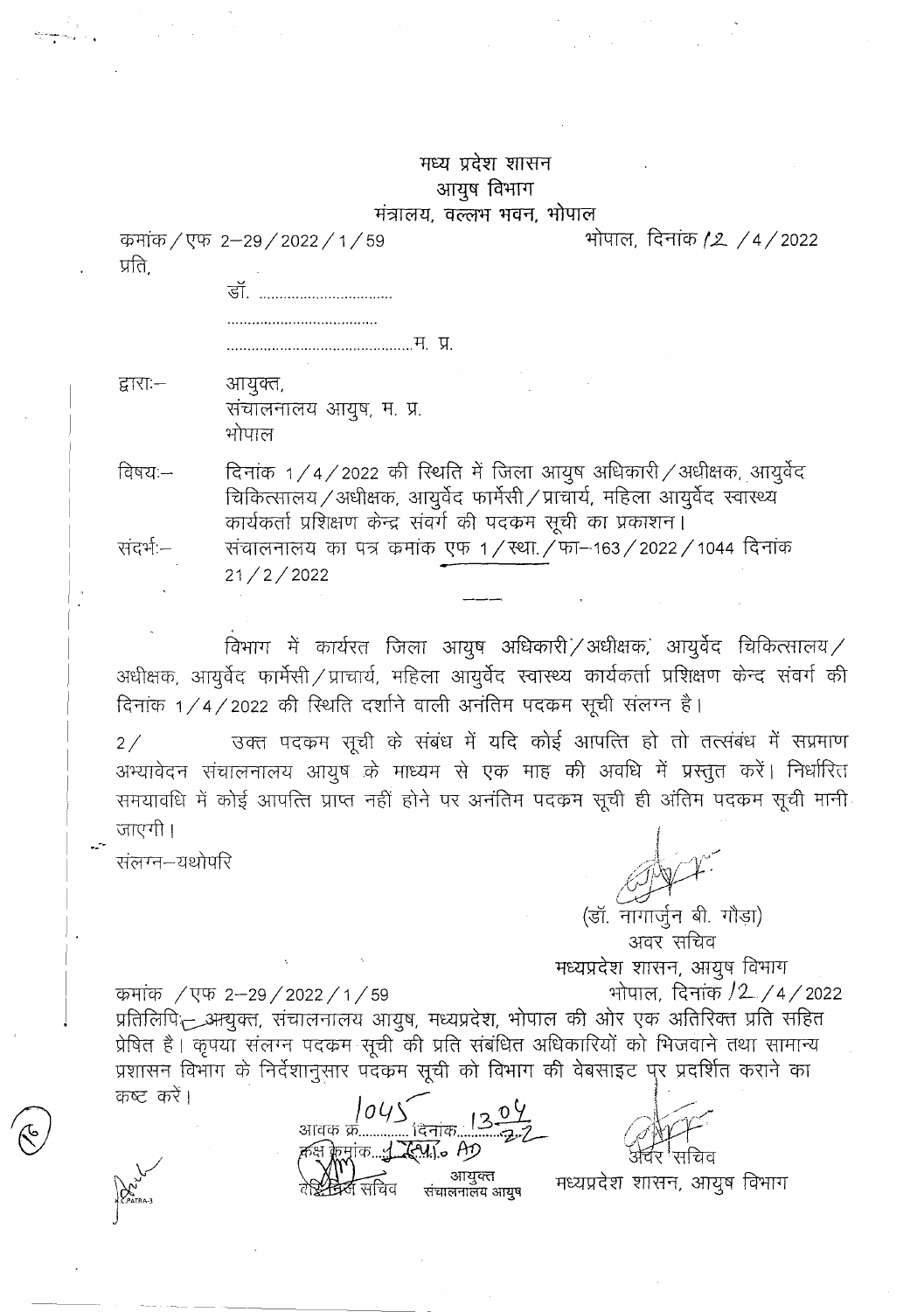मध्य प्रदेश शासन
आयुष विभाग
मंत्रालय, वल्लभ भवन, भोपाल

क्रमांक / एफ 2–29 / 2022 / 1 / 59 भोपाल, दिनांक 12 / 4 / 2022

प्रति,

डॉ. ................................

....................................

.............................................म. प्र.

द्वारा:– आयुक्त,
संचालनालय आयुष, म. प्र.
भोपाल

विषय:– दिनांक 1 / 4 / 2022 की स्थिति में जिला आयुष अधिकारी / अधीक्षक, आयुर्वेद चिकित्सालय / अधीक्षक, आयुर्वेद फार्मेसी / प्राचार्य, महिला आयुर्वेद स्वास्थ्य कार्यकर्ता प्रशिक्षण केन्द्र संवर्ग की पदक्रम सूची का प्रकाशन।

संदर्भ:– संचालनालय का पत्र क्रमांक एफ 1 / स्था. / फा–163 / 2022 / 1044 दिनांक 21 / 2 / 2022

---

विभाग में कार्यरत जिला आयुष अधिकारी / अधीक्षक, आयुर्वेद चिकित्सालय / अधीक्षक, आयुर्वेद फार्मेसी / प्राचार्य, महिला आयुर्वेद स्वास्थ्य कार्यकर्ता प्रशिक्षण केन्द संवर्ग की दिनांक 1 / 4 / 2022 की स्थिति दर्शाने वाली अनंतिम पदक्रम सूची संलग्न है।

2 / उक्त पदक्रम सूची के संबंध में यदि कोई आपत्ति हो तो तत्संबंध में सप्रमाण अभ्यावेदन संचालनालय आयुष के माध्यम से एक माह की अवधि में प्रस्तुत करें। निर्धारित समयावधि में कोई आपत्ति प्राप्त नहीं होने पर अनंतिम पदक्रम सूची ही अंतिम पदक्रम सूची मानी जाएगी।

संलग्न–यथोपरि

(डॉ. नागार्जुन बी. गौड़ा)
अवर सचिव
मध्यप्रदेश शासन, आयुष विभाग

क्रमांक / एफ 2–29 / 2022 / 1 / 59 भोपाल, दिनांक 12 / 4 / 2022

प्रतिलिपि:– आयुक्त, संचालनालय आयुष, मध्यप्रदेश, भोपाल की ओर एक अतिरिक्त प्रति सहित प्रेषित है। कृपया संलग्न पदक्रम सूची की प्रति संबंधित अधिकारियों को भिजवाने तथा सामान्य प्रशासन विभाग के निर्देशानुसार पदक्रम सूची को विभाग की वेबसाइट पर प्रदर्शित कराने का कष्ट करें।

आवक क्र. 1045 दिनांक 13.04.22
कक्ष क्रमांक 1 स्था. AD
आयुक्त
संचालनालय आयुष

अवर सचिव
मध्यप्रदेश शासन, आयुष विभाग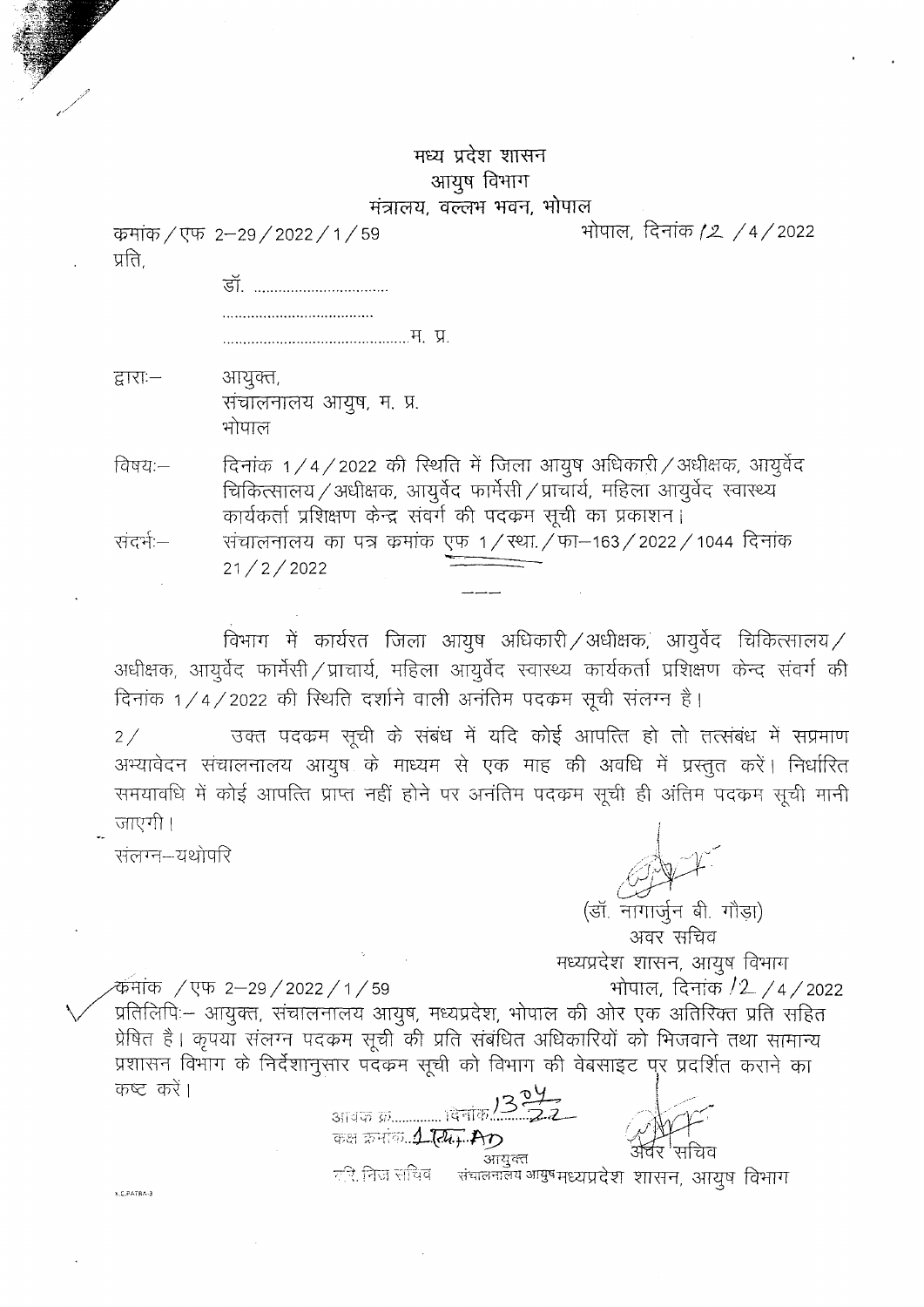# मध्य प्रदेश शासन
## आयुष विभाग
### मंत्रालय, वल्लभ भवन, भोपाल

क्रमांक / एफ 2–29 / 2022 / 1 / 59 भोपाल, दिनांक 12 / 4 / 2022

प्रति,

डॉ. ................................

....................................

............................................म. प्र.

द्वारा:– आयुक्त,
संचालनालय आयुष, म. प्र.
भोपाल

विषयः– दिनांक 1 / 4 / 2022 की स्थिति में जिला आयुष अधिकारी / अधीक्षक, आयुर्वेद चिकित्सालय / अधीक्षक, आयुर्वेद फार्मेसी / प्राचार्य, महिला आयुर्वेद स्वास्थ्य कार्यकर्ता प्रशिक्षण केन्द्र संवर्ग की पदक्रम सूची का प्रकाशन।

संदर्भः– संचालनालय का पत्र क्रमांक एफ 1 / स्था. / फा–163 / 2022 / 1044 दिनांक 21 / 2 / 2022

---

विभाग में कार्यरत जिला आयुष अधिकारी / अधीक्षक, आयुर्वेद चिकित्सालय / अधीक्षक, आयुर्वेद फार्मेसी / प्राचार्य, महिला आयुर्वेद स्वास्थ्य कार्यकर्ता प्रशिक्षण केन्द संवर्ग की दिनांक 1 / 4 / 2022 की स्थिति दर्शाने वाली अनंतिम पदक्रम सूची संलग्न है।

2 / उक्त पदक्रम सूची के संबंध में यदि कोई आपत्ति हो तो तत्संबंध में सप्रमाण अभ्यावेदन संचालनालय आयुष के माध्यम से एक माह की अवधि में प्रस्तुत करें। निर्धारित समयावधि में कोई आपत्ति प्राप्त नहीं होने पर अनंतिम पदक्रम सूची ही अंतिम पदक्रम सूची मानी जाएगी।

संलग्न–यथोपरि

(डॉ. नागार्जुन बी. गौड़ा)
अवर सचिव
मध्यप्रदेश शासन, आयुष विभाग

क्रमांक / एफ 2–29 / 2022 / 1 / 59 भोपाल, दिनांक 12 / 4 / 2022

प्रतिलिपिः– आयुक्त, संचालनालय आयुष, मध्यप्रदेश, भोपाल की ओर एक अतिरिक्त प्रति सहित प्रेषित है। कृपया संलग्न पदक्रम सूची की प्रति संबंधित अधिकारियों को भिजवाने तथा सामान्य प्रशासन विभाग के निर्देशानुसार पदक्रम सूची को विभाग की वेबसाइट पर प्रदर्शित कराने का कष्ट करें।

आवक क्र............. दिनांक 13/04/22
कक्ष क्रमांक 1 (Ru) AD
आयुक्त
संचालनालय आयुष

अवर सचिव
मध्यप्रदेश शासन, आयुष विभाग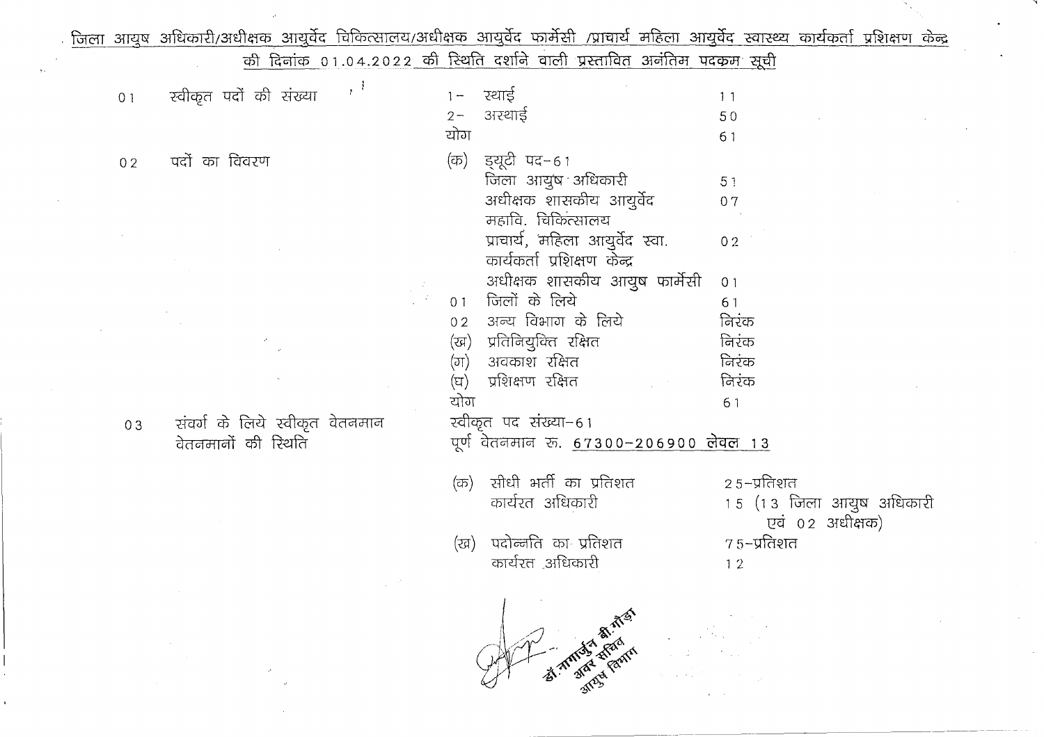## जिला आयुष अधिकारी/अधीक्षक आयुर्वेद चिकित्सालय/अधीक्षक आयुर्वेद फार्मेसी /प्राचार्य महिला आयुर्वेद स्वास्थ्य कार्यकर्ता प्रशिक्षण केन्द्र की दिनांक 01.04.2022 की स्थिति दर्शाने वाली प्रस्तावित अनंतिम पदक्रम सूची

| | | | |
|---|---|---|---|
| 01 | स्वीकृत पदों की संख्या | 1- स्थाई | 11 |
| | | 2- अस्थाई | 50 |
| | | योग | 61 |
| 02 | पदों का विवरण | (क) ड्यूटी पद-61 | |
| | | जिला आयुष अधिकारी | 51 |
| | | अधीक्षक शासकीय आयुर्वेद महावि. चिकित्सालय | 07 |
| | | प्राचार्य, महिला आयुर्वेद स्वा. कार्यकर्ता प्रशिक्षण केन्द्र | 02 |
| | | अधीक्षक शासकीय आयुष फार्मेसी | 01 |
| | | 01 जिलों के लिये | 61 |
| | | 02 अन्य विभाग के लिये | निरंक |
| | | (ख) प्रतिनियुक्ति रक्षित | निरंक |
| | | (ग) अवकाश रक्षित | निरंक |
| | | (घ) प्रशिक्षण रक्षित | निरंक |
| | | योग | 61 |
| 03 | संवर्ग के लिये स्वीकृत वेतनमान वेतनमानों की स्थिति | स्वीकृत पद संख्या-61 | |
| | | पूर्ण वेतनमान रू. 67300-206900 लेवल 13 | |
| | | (क) सीधी भर्ती का प्रतिशत | 25-प्रतिशत |
| | | कार्यरत अधिकारी | 15 (13 जिला आयुष अधिकारी एवं 02 अधीक्षक) |
| | | (ख) पदोन्नति का प्रतिशत | 75-प्रतिशत |
| | | कार्यरत अधिकारी | 12 |

डॉ. नागार्जुन बी.गौड़ा
अवर सचिव
आयुष विभाग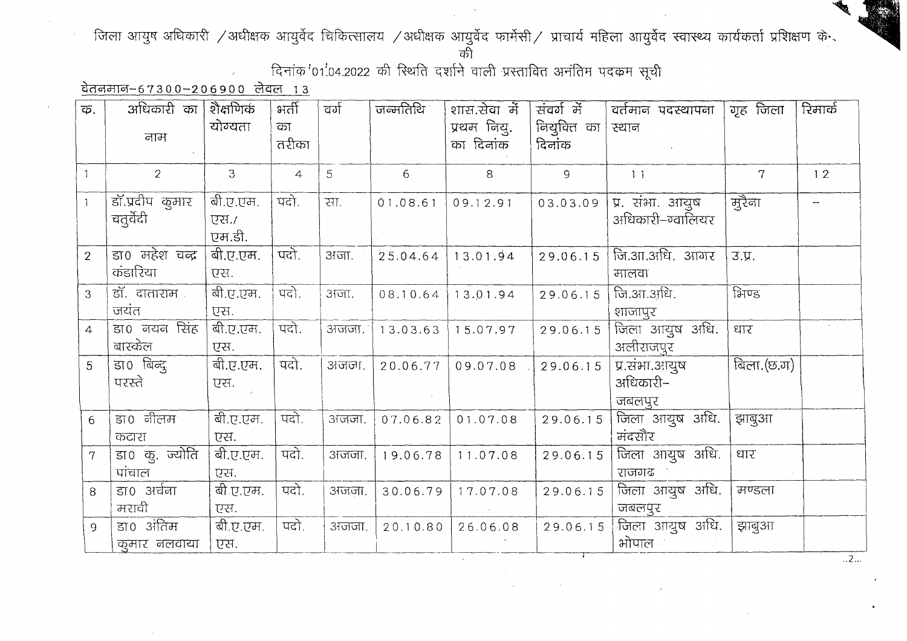जिला आयुष अधिकारी /अधीक्षक आयुर्वेद चिकित्सालय /अधीक्षक आयुर्वेद फार्मेसी/ प्राचार्य महिला आयुर्वेद स्वास्थ्य कार्यकर्ता प्रशिक्षण के की

दिनांक 01.04.2022 की स्थिति दर्शाने वाली प्रस्तावित अनंतिम पदक्रम सूची

वेतनमान–67300–206900 लेवल 13

| क्र. | अधिकारी का नाम | शैक्षणिक योग्यता | भर्ती का तरीका | वर्ग | जन्मतिथि | शास.सेवा में प्रथम नियु. का दिनांक | संवर्ग में नियुक्ति का दिनांक | वर्तमान पदस्थापना स्थान | गृह जिला | रिमार्क |
|---|---|---|---|---|---|---|---|---|---|---|
| 1 | 2 | 3 | 4 | 5 | 6 | 8 | 9 | 11 | 7 | 12 |
| 1 | डॉ.प्रदीप कुमार चतुर्वेदी | बी.ए.एम. एस./ एम.डी. | पदो. | सा. | 01.08.61 | 09.12.91 | 03.03.09 | प्र. संभा. आयुष अधिकारी–ग्वालियर | मुरैना | -- |
| 2 | डा0 महेश चन्द्र कंडारिया | बी.ए.एम. एस. | पदो. | अजा. | 25.04.64 | 13.01.94 | 29.06.15 | जि.आ.अधि. आगर मालवा | उ.प्र. | |
| 3 | डॉ. दाताराम जयंत | बी.ए.एम. एस. | पदो. | अजा. | 08.10.64 | 13.01.94 | 29.06.15 | जि.आ.अधि. शाजापुर | भिण्ड | |
| 4 | डा0 नयन सिंह बास्केल | बी.ए.एम. एस. | पदो. | अजजा. | 13.03.63 | 15.07.97 | 29.06.15 | जिला आयुष अधि. अलीराजपुर | धार | |
| 5 | डा0 बिन्दु परस्ते | बी.ए.एम. एस. | पदो. | अजजा. | 20.06.77 | 09.07.08 | 29.06.15 | प्र.संभा.आयुष अधिकारी– जबलपुर | बिला.(छ.ग) | |
| 6 | डा0 नीलम कटारा | बी.ए.एम. एस. | पदो. | अजजा. | 07.06.82 | 01.07.08 | 29.06.15 | जिला आयुष अधि. मंदसौर | झाबुआ | |
| 7 | डा0 कु. ज्योति पांचाल | बी.ए.एम. एस. | पदो. | अजजा. | 19.06.78 | 11.07.08 | 29.06.15 | जिला आयुष अधि. राजगढ | धार | |
| 8 | डा0 अर्चना मरावी | बी.ए.एम. एस. | पदो. | अजजा. | 30.06.79 | 17.07.08 | 29.06.15 | जिला आयुष अधि. जबलपुर | मण्डला | |
| 9 | डा0 अंतिम कुमार नलवाया | बी.ए.एम. एस. | पदो. | अजजा. | 20.10.80 | 26.06.08 | 29.06.15 | जिला आयुष अधि. भोपाल | झाबुआ | |

..2...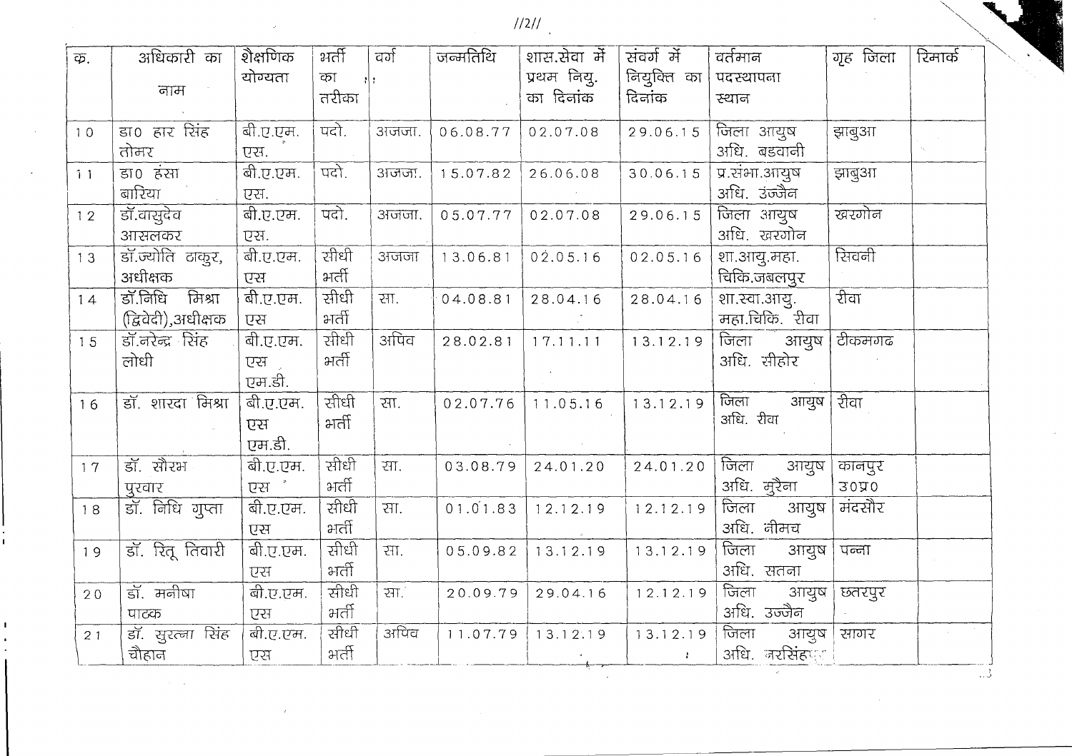| क्र. | अधिकारी का नाम | शैक्षणिक योग्यता | भर्ती का तरीका | वर्ग | जन्मतिथि | शास.सेवा में प्रथम नियु. का दिनांक | संवर्ग में नियुक्ति का दिनांक | वर्तमान पदस्थापना स्थान | गृह जिला | रिमार्क |
|---|---|---|---|---|---|---|---|---|---|---|
| 10 | डा0 हार सिंह तोमर | बी.ए.एम.एस. | पदो. | अजजा. | 06.08.77 | 02.07.08 | 29.06.15 | जिला आयुष अधि. बड़वानी | झाबुआ | |
| 11 | डा0 हंसा बारिया | बी.ए.एम.एस. | पदो. | अजजा. | 15.07.82 | 26.06.08 | 30.06.15 | प्र.संभा.आयुष अधि. उंज्जैन | झाबुआ | |
| 12 | डॉ.वासुदेव आसलकर | बी.ए.एम.एस. | पदो. | अजजा. | 05.07.77 | 02.07.08 | 29.06.15 | जिला आयुष अधि. खरगोन | खरगोन | |
| 13 | डॉ.ज्योति ठाकुर, अधीक्षक | बी.ए.एम.एस | सीधी भर्ती | अजजा | 13.06.81 | 02.05.16 | 02.05.16 | शा.आयु.महा. चिकि.जबलपुर | सिवनी | |
| 14 | डॉ.निधि मिश्रा (द्विवेदी),अधीक्षक | बी.ए.एम.एस | सीधी भर्ती | सा. | 04.08.81 | 28.04.16 | 28.04.16 | शा.स्वा.आयु. महा.चिकि. रीवा | रीवा | |
| 15 | डॉ.नरेन्द्र सिंह लोधी | बी.ए.एम.एस एम.डी. | सीधी भर्ती | अपिव | 28.02.81 | 17.11.11 | 13.12.19 | जिला आयुष अधि. सीहोर | टीकमगढ | |
| 16 | डॉ. शारदा मिश्रा | बी.ए.एम.एस एम.डी. | सीधी भर्ती | सा. | 02.07.76 | 11.05.16 | 13.12.19 | जिला आयुष अधि. रीवा | रीवा | |
| 17 | डॉ. सौरभ पुरवार | बी.ए.एम.एस | सीधी भर्ती | सा. | 03.08.79 | 24.01.20 | 24.01.20 | जिला आयुष अधि. मुरैना | कानपुर उ0प्र0 | |
| 18 | डॉ. निधि गुप्ता | बी.ए.एम.एस | सीधी भर्ती | सा. | 01.01.83 | 12.12.19 | 12.12.19 | जिला आयुष अधि. नीमच | मंदसौर | |
| 19 | डॉ. रितू तिवारी | बी.ए.एम.एस | सीधी भर्ती | सा. | 05.09.82 | 13.12.19 | 13.12.19 | जिला आयुष अधि. सतना | पन्ना | |
| 20 | डॉ. मनीषा पाठक | बी.ए.एम.एस | सीधी भर्ती | सा. | 20.09.79 | 29.04.16 | 12.12.19 | जिला आयुष अधि. उज्जैन | छतरपुर | |
| 21 | डॉ. सुरत्ना सिंह चौहान | बी.ए.एम.एस | सीधी भर्ती | अपिव | 11.07.79 | 13.12.19 | 13.12.19 | जिला आयुष अधि. नरसिंहपुर | सागर | |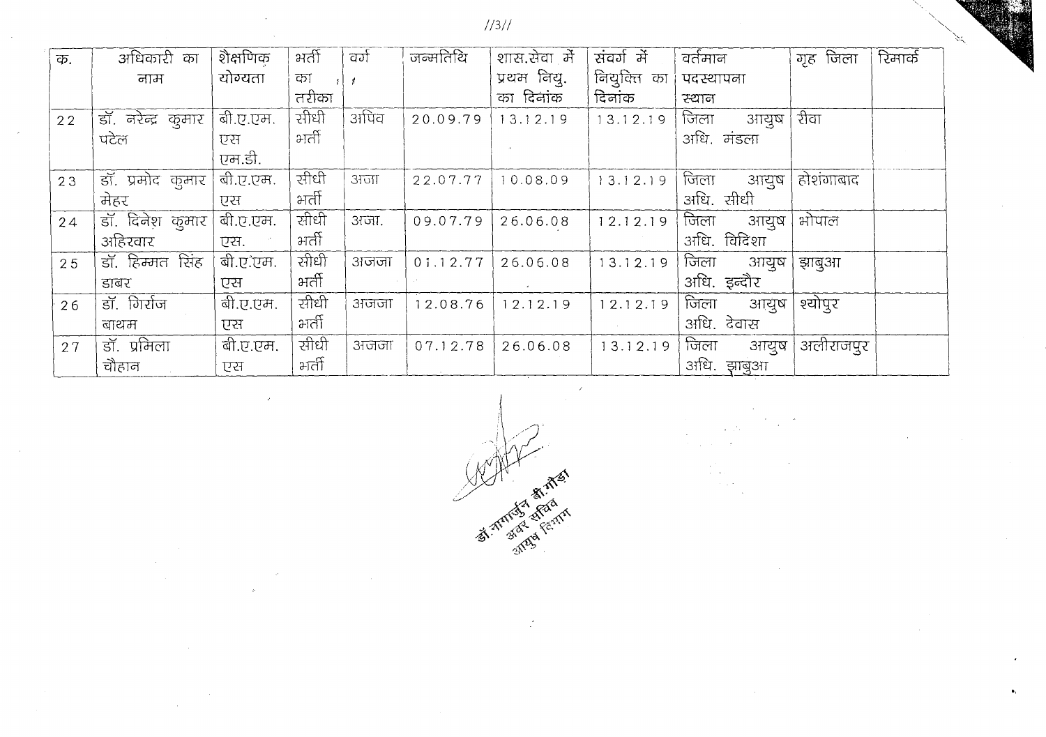| क. | अधिकारी का नाम | शैक्षणिक योग्यता | भर्ती का तरीका | वर्ग | जन्मतिथि | शास.सेवा में प्रथम नियु. का दिनांक | संवर्ग में नियुक्ति का दिनांक | वर्तमान पदस्थापना स्थान | गृह जिला | रिमार्क |
|---|---|---|---|---|---|---|---|---|---|---|
| 22 | डॉ. नरेन्द्र कुमार पटेल | बी.ए.एम.एस एम.डी. | सीधी भर्ती | अपिव | 20.09.79 | 13.12.19 | 13.12.19 | जिला आयुष अधि. मंडला | रीवा | |
| 23 | डॉ. प्रमोद कुमार मेहर | बी.ए.एम.एस | सीधी भर्ती | अजा | 22.07.77 | 10.08.09 | 13.12.19 | जिला आयुष अधि. सीधी | होशंगाबाद | |
| 24 | डॉ. दिनेश कुमार अहिरवार | बी.ए.एम.एस. | सीधी भर्ती | अजा. | 09.07.79 | 26.06.08 | 12.12.19 | जिला आयुष अधि. विदिशा | भोपाल | |
| 25 | डॉ. हिम्मत सिंह डाबर | बी.ए.एम.एस | सीधी भर्ती | अजजा | 01.12.77 | 26.06.08 | 13.12.19 | जिला आयुष अधि. इन्दौर | झाबुआ | |
| 26 | डॉ. गिर्राज बाथम | बी.ए.एम.एस | सीधी भर्ती | अजजा | 12.08.76 | 12.12.19 | 12.12.19 | जिला आयुष अधि. देवास | श्योपुर | |
| 27 | डॉ. प्रमिला चौहान | बी.ए.एम.एस | सीधी भर्ती | अजजा | 07.12.78 | 26.06.08 | 13.12.19 | जिला आयुष अधि. झाबुआ | अलीराजपुर | |

डॉ. नागार्जुन बी.गौडा
अवर सचिव
आयुष विभाग